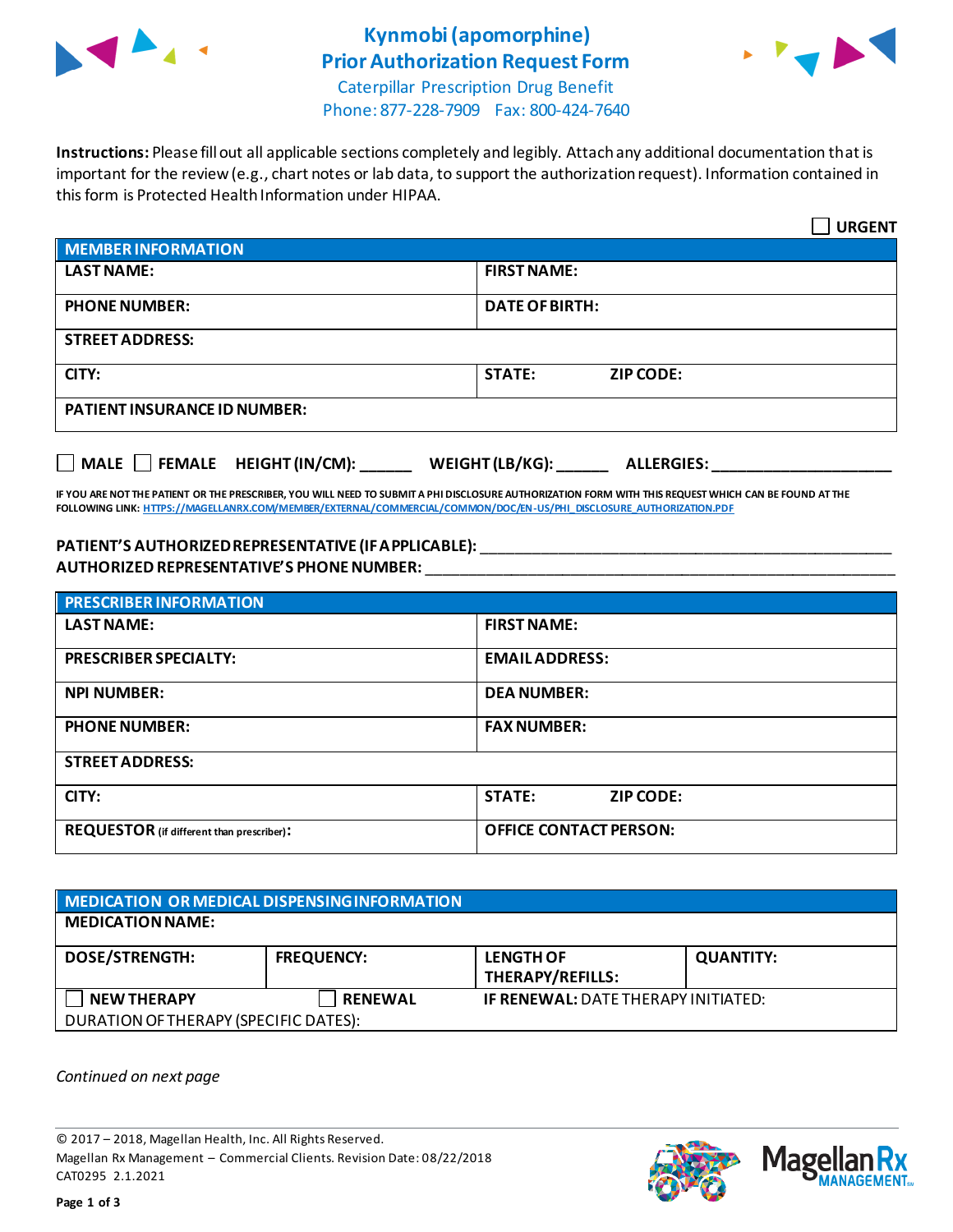# Kynmobi (apomorphine) Prior Authorization Request Form

Caterpillar Prescription Drug Benefit
Phone: 877-228-7909 Fax: 800-424-7640

**Instructions:** Please fill out all applicable sections completely and legibly. Attach any additional documentation that is important for the review (e.g., chart notes or lab data, to support the authorization request). Information contained in this form is Protected Health Information under HIPAA.

☐ **URGENT**

| MEMBER INFORMATION | |
|---|---|
| **LAST NAME:** | **FIRST NAME:** |
| **PHONE NUMBER:** | **DATE OF BIRTH:** |
| **STREET ADDRESS:** | |
| **CITY:** | **STATE:** **ZIP CODE:** |
| **PATIENT INSURANCE ID NUMBER:** | |

☐ **MALE** ☐ **FEMALE** **HEIGHT (IN/CM):** ______ **WEIGHT (LB/KG):** ______ **ALLERGIES:** ____________________

**IF YOU ARE NOT THE PATIENT OR THE PRESCRIBER, YOU WILL NEED TO SUBMIT A PHI DISCLOSURE AUTHORIZATION FORM WITH THIS REQUEST WHICH CAN BE FOUND AT THE FOLLOWING LINK: HTTPS://MAGELLANRX.COM/MEMBER/EXTERNAL/COMMERCIAL/COMMON/DOC/EN-US/PHI_DISCLOSURE_AUTHORIZATION.PDF**

**PATIENT'S AUTHORIZED REPRESENTATIVE (IF APPLICABLE):** ____________________
**AUTHORIZED REPRESENTATIVE'S PHONE NUMBER:** ____________________

| PRESCRIBER INFORMATION | |
|---|---|
| **LAST NAME:** | **FIRST NAME:** |
| **PRESCRIBER SPECIALTY:** | **EMAIL ADDRESS:** |
| **NPI NUMBER:** | **DEA NUMBER:** |
| **PHONE NUMBER:** | **FAX NUMBER:** |
| **STREET ADDRESS:** | |
| **CITY:** | **STATE:** **ZIP CODE:** |
| **REQUESTOR** (if different than prescriber)**:** | **OFFICE CONTACT PERSON:** |

| MEDICATION OR MEDICAL DISPENSING INFORMATION | | | |
|---|---|---|---|
| **MEDICATION NAME:** | | | |
| **DOSE/STRENGTH:** | **FREQUENCY:** | **LENGTH OF THERAPY/REFILLS:** | **QUANTITY:** |
| ☐ **NEW THERAPY** | ☐ **RENEWAL** | **IF RENEWAL:** DATE THERAPY INITIATED: | |
| DURATION OF THERAPY (SPECIFIC DATES): | | | |

*Continued on next page*

© 2017 – 2018, Magellan Health, Inc. All Rights Reserved.
Magellan Rx Management – Commercial Clients. Revision Date: 08/22/2018
CAT0295 2.1.2021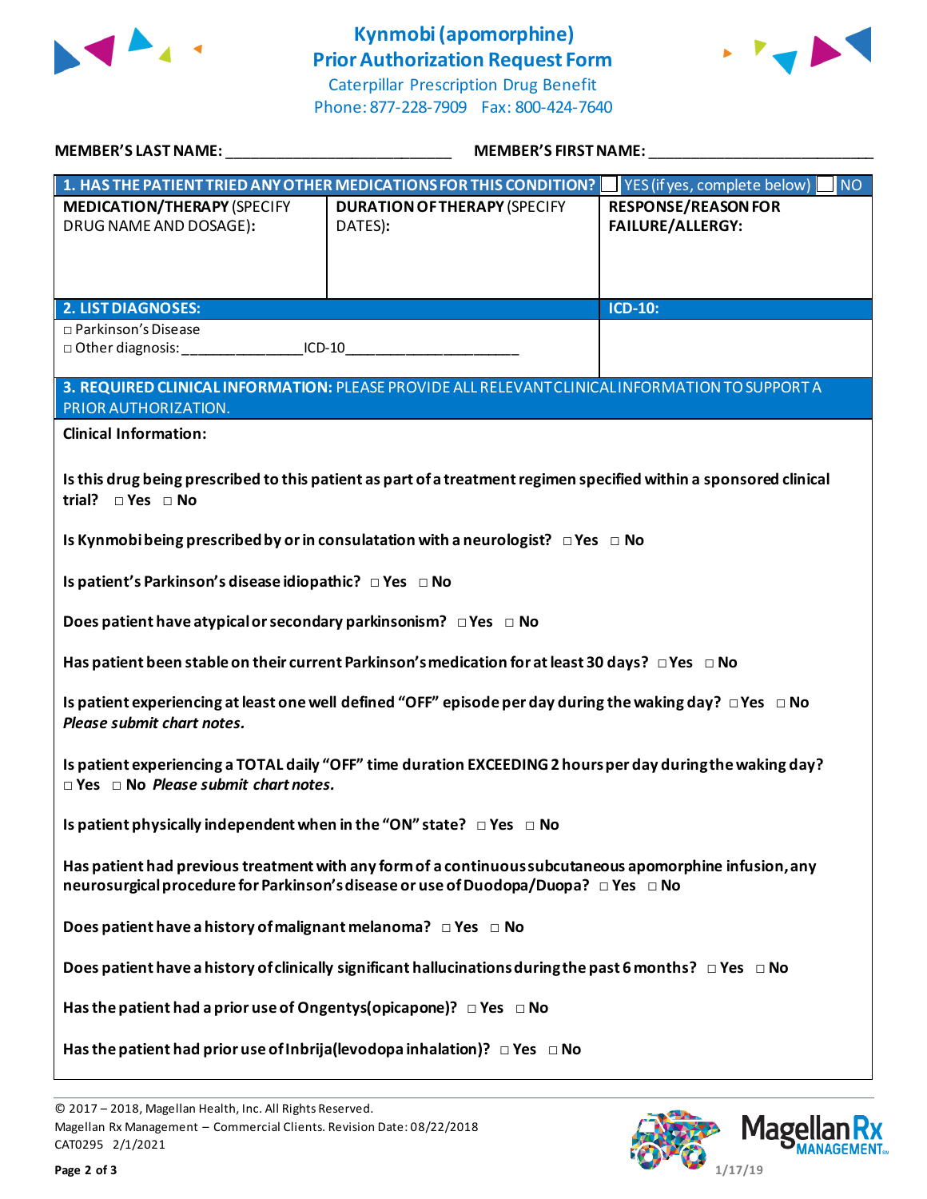# Kynmobi (apomorphine)
## Prior Authorization Request Form

Caterpillar Prescription Drug Benefit
Phone: 877-228-7909 Fax: 800-424-7640

**MEMBER'S LAST NAME:** ___________________________ **MEMBER'S FIRST NAME:** ___________________________

| **1. HAS THE PATIENT TRIED ANY OTHER MEDICATIONS FOR THIS CONDITION?** | ☐ YES (if yes, complete below) | ☐ NO |
|---|---|---|
| **MEDICATION/THERAPY** (SPECIFY DRUG NAME AND DOSAGE): | **DURATION OF THERAPY** (SPECIFY DATES): | **RESPONSE/REASON FOR FAILURE/ALLERGY:** |
| | | |

| **2. LIST DIAGNOSES:** | **ICD-10:** |
|---|---|
| □ Parkinson's Disease<br>□ Other diagnosis: _______________ICD-10_____________________ | |

**3. REQUIRED CLINICAL INFORMATION:** PLEASE PROVIDE ALL RELEVANT CLINICAL INFORMATION TO SUPPORT A PRIOR AUTHORIZATION.

**Clinical Information:**

**Is this drug being prescribed to this patient as part of a treatment regimen specified within a sponsored clinical trial?** □ **Yes** □ **No**

**Is Kynmobi being prescribed by or in consulatation with a neurologist?** □ **Yes** □ **No**

**Is patient's Parkinson's disease idiopathic?** □ **Yes** □ **No**

**Does patient have atypical or secondary parkinsonism?** □ **Yes** □ **No**

**Has patient been stable on their current Parkinson's medication for at least 30 days?** □ **Yes** □ **No**

**Is patient experiencing at least one well defined "OFF" episode per day during the waking day?** □ **Yes** □ **No**
***Please submit chart notes.***

**Is patient experiencing a TOTAL daily "OFF" time duration EXCEEDING 2 hours per day during the waking day?** □ **Yes** □ **No** ***Please submit chart notes.***

**Is patient physically independent when in the "ON" state?** □ **Yes** □ **No**

**Has patient had previous treatment with any form of a continuous subcutaneous apomorphine infusion, any neurosurgical procedure for Parkinson's disease or use of Duodopa/Duopa?** □ **Yes** □ **No**

**Does patient have a history of malignant melanoma?** □ **Yes** □ **No**

**Does patient have a history of clinically significant hallucinations during the past 6 months?** □ **Yes** □ **No**

**Has the patient had a prior use of Ongentys(opicapone)?** □ **Yes** □ **No**

**Has the patient had prior use of Inbrija(levodopa inhalation)?** □ **Yes** □ **No**

© 2017 – 2018, Magellan Health, Inc. All Rights Reserved.
Magellan Rx Management – Commercial Clients. Revision Date: 08/22/2018
CAT0295 2/1/2021

1/17/19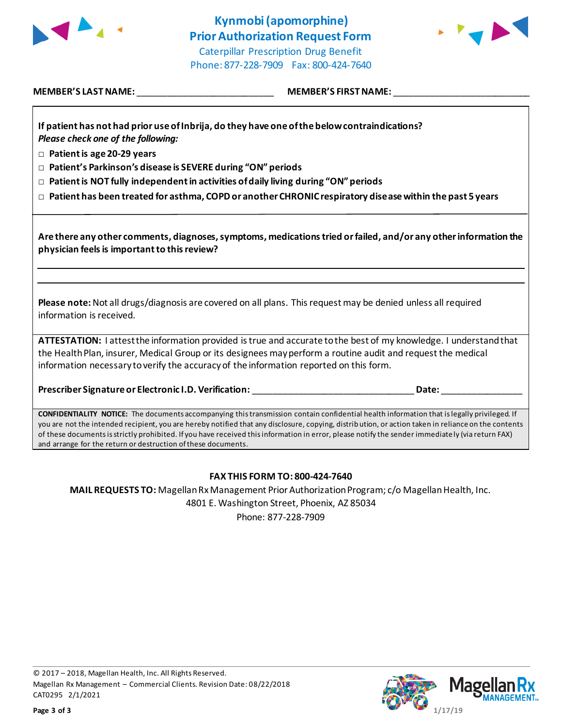# Kynmobi (apomorphine) Prior Authorization Request Form

Caterpillar Prescription Drug Benefit
Phone: 877-228-7909 Fax: 800-424-7640

**MEMBER'S LAST NAME:** ___________________________ **MEMBER'S FIRST NAME:** ___________________________

**If patient has not had prior use of Inbrija, do they have one of the below contraindications?**
***Please check one of the following:***

- ☐ **Patient is age 20-29 years**
- ☐ **Patient's Parkinson's disease is SEVERE during "ON" periods**
- ☐ **Patient is NOT fully independent in activities of daily living during "ON" periods**
- ☐ **Patient has been treated for asthma, COPD or another CHRONIC respiratory disease within the past 5 years**

**Are there any other comments, diagnoses, symptoms, medications tried or failed, and/or any other information the physician feels is important to this review?**

_______________________________________________________________________________

_______________________________________________________________________________

**Please note:** Not all drugs/diagnosis are covered on all plans. This request may be denied unless all required information is received.

**ATTESTATION:** I attest the information provided is true and accurate to the best of my knowledge. I understand that the Health Plan, insurer, Medical Group or its designees may perform a routine audit and request the medical information necessary to verify the accuracy of the information reported on this form.

**Prescriber Signature or Electronic I.D. Verification:** ________________________________ **Date:** ________________

**CONFIDENTIALITY NOTICE:** The documents accompanying this transmission contain confidential health information that is legally privileged. If you are not the intended recipient, you are hereby notified that any disclosure, copying, distribution, or action taken in reliance on the contents of these documents is strictly prohibited. If you have received this information in error, please notify the sender immediately (via return FAX) and arrange for the return or destruction of these documents.

**FAX THIS FORM TO: 800-424-7640**

**MAIL REQUESTS TO:** Magellan Rx Management Prior Authorization Program; c/o Magellan Health, Inc.
4801 E. Washington Street, Phoenix, AZ 85034
Phone: 877-228-7909

© 2017 – 2018, Magellan Health, Inc. All Rights Reserved.
Magellan Rx Management – Commercial Clients. Revision Date: 08/22/2018
CAT0295 2/1/2021

1/17/19